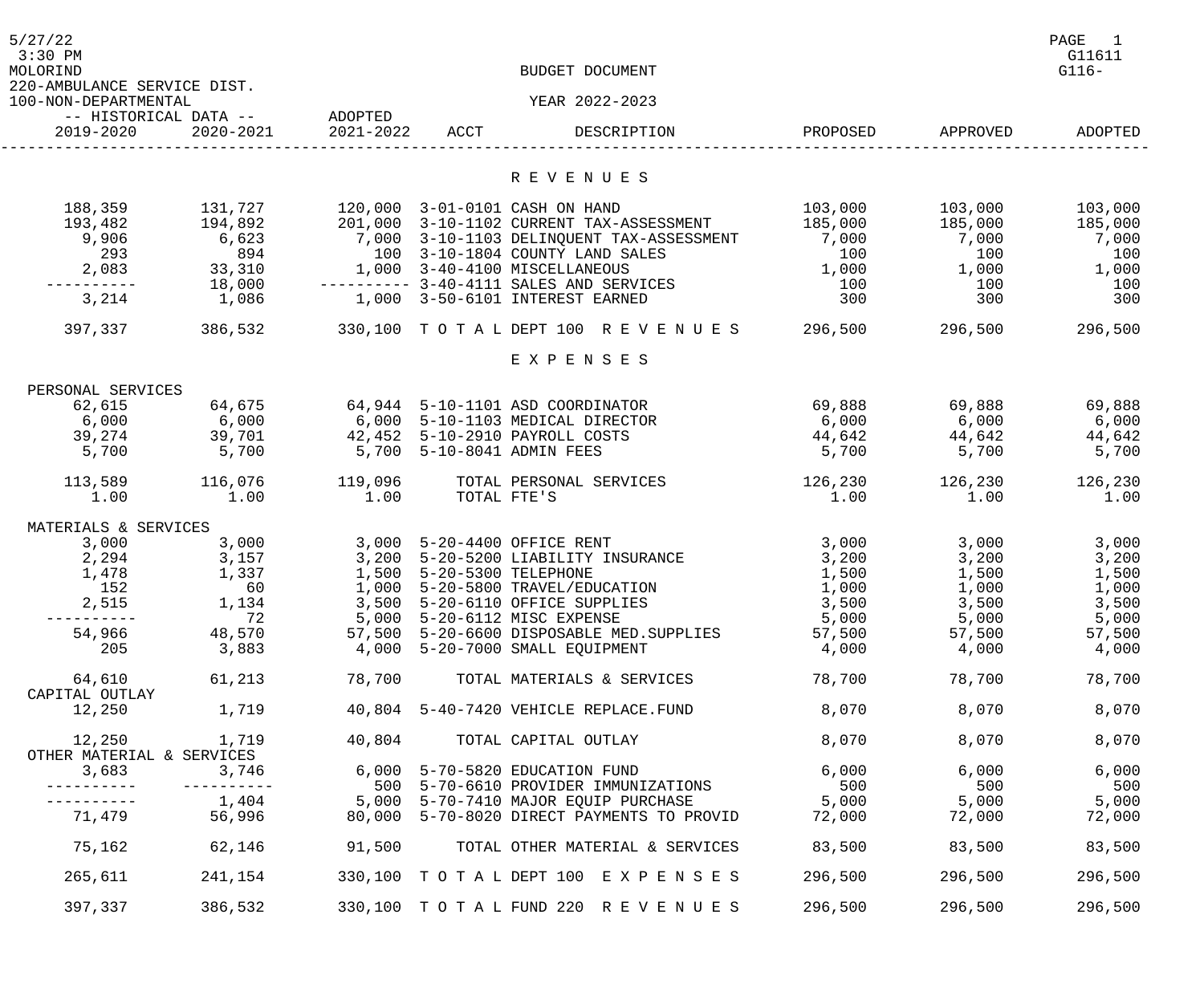MOLORIND

220-AMBULANCE SERVICE DIST.

100-NON-DEPARTMENTAL

BUDGET DOCUMENT

YEAR 2022-2023

G11611

G116-

| -- HISTORICAL DATA -- 2019-2020 | 2020-2021 | ADOPTED 2021-2022 | ACCT | DESCRIPTION | PROPOSED | APPROVED | ADOPTED |
|---|---|---|---|---|---|---|---|
| | | | | **R E V E N U E S** | | | |
| 188,359 | 131,727 | 120,000 | 3-01-0101 | CASH ON HAND | 103,000 | 103,000 | 103,000 |
| 193,482 | 194,892 | 201,000 | 3-10-1102 | CURRENT TAX-ASSESSMENT | 185,000 | 185,000 | 185,000 |
| 9,906 | 6,623 | 7,000 | 3-10-1103 | DELINQUENT TAX-ASSESSMENT | 7,000 | 7,000 | 7,000 |
| 293 | 894 | 100 | 3-10-1804 | COUNTY LAND SALES | 100 | 100 | 100 |
| 2,083 | 33,310 | 1,000 | 3-40-4100 | MISCELLANEOUS | 1,000 | 1,000 | 1,000 |
| ---------- | 18,000 | ---------- | 3-40-4111 | SALES AND SERVICES | 100 | 100 | 100 |
| 3,214 | 1,086 | 1,000 | 3-50-6101 | INTEREST EARNED | 300 | 300 | 300 |
| 397,337 | 386,532 | 330,100 | T O T A L | DEPT 100 R E V E N U E S | 296,500 | 296,500 | 296,500 |
| | | | | **E X P E N S E S** | | | |
| PERSONAL SERVICES | | | | | | | |
| 62,615 | 64,675 | 64,944 | 5-10-1101 | ASD COORDINATOR | 69,888 | 69,888 | 69,888 |
| 6,000 | 6,000 | 6,000 | 5-10-1103 | MEDICAL DIRECTOR | 6,000 | 6,000 | 6,000 |
| 39,274 | 39,701 | 42,452 | 5-10-2910 | PAYROLL COSTS | 44,642 | 44,642 | 44,642 |
| 5,700 | 5,700 | 5,700 | 5-10-8041 | ADMIN FEES | 5,700 | 5,700 | 5,700 |
| 113,589 | 116,076 | 119,096 | | TOTAL PERSONAL SERVICES | 126,230 | 126,230 | 126,230 |
| 1.00 | 1.00 | 1.00 | | TOTAL FTE'S | 1.00 | 1.00 | 1.00 |
| MATERIALS & SERVICES | | | | | | | |
| 3,000 | 3,000 | 3,000 | 5-20-4400 | OFFICE RENT | 3,000 | 3,000 | 3,000 |
| 2,294 | 3,157 | 3,200 | 5-20-5200 | LIABILITY INSURANCE | 3,200 | 3,200 | 3,200 |
| 1,478 | 1,337 | 1,500 | 5-20-5300 | TELEPHONE | 1,500 | 1,500 | 1,500 |
| 152 | 60 | 1,000 | 5-20-5800 | TRAVEL/EDUCATION | 1,000 | 1,000 | 1,000 |
| 2,515 | 1,134 | 3,500 | 5-20-6110 | OFFICE SUPPLIES | 3,500 | 3,500 | 3,500 |
| ---------- | 72 | 5,000 | 5-20-6112 | MISC EXPENSE | 5,000 | 5,000 | 5,000 |
| 54,966 | 48,570 | 57,500 | 5-20-6600 | DISPOSABLE MED.SUPPLIES | 57,500 | 57,500 | 57,500 |
| 205 | 3,883 | 4,000 | 5-20-7000 | SMALL EQUIPMENT | 4,000 | 4,000 | 4,000 |
| 64,610 | 61,213 | 78,700 | | TOTAL MATERIALS & SERVICES | 78,700 | 78,700 | 78,700 |
| CAPITAL OUTLAY | | | | | | | |
| 12,250 | 1,719 | 40,804 | 5-40-7420 | VEHICLE REPLACE.FUND | 8,070 | 8,070 | 8,070 |
| 12,250 | 1,719 | 40,804 | | TOTAL CAPITAL OUTLAY | 8,070 | 8,070 | 8,070 |
| OTHER MATERIAL & SERVICES | | | | | | | |
| 3,683 | 3,746 | 6,000 | 5-70-5820 | EDUCATION FUND | 6,000 | 6,000 | 6,000 |
| ---------- | ---------- | 500 | 5-70-6610 | PROVIDER IMMUNIZATIONS | 500 | 500 | 500 |
| ---------- | 1,404 | 5,000 | 5-70-7410 | MAJOR EQUIP PURCHASE | 5,000 | 5,000 | 5,000 |
| 71,479 | 56,996 | 80,000 | 5-70-8020 | DIRECT PAYMENTS TO PROVID | 72,000 | 72,000 | 72,000 |
| 75,162 | 62,146 | 91,500 | | TOTAL OTHER MATERIAL & SERVICES | 83,500 | 83,500 | 83,500 |
| 265,611 | 241,154 | 330,100 | T O T A L | DEPT 100 E X P E N S E S | 296,500 | 296,500 | 296,500 |
| 397,337 | 386,532 | 330,100 | T O T A L | FUND 220 R E V E N U E S | 296,500 | 296,500 | 296,500 |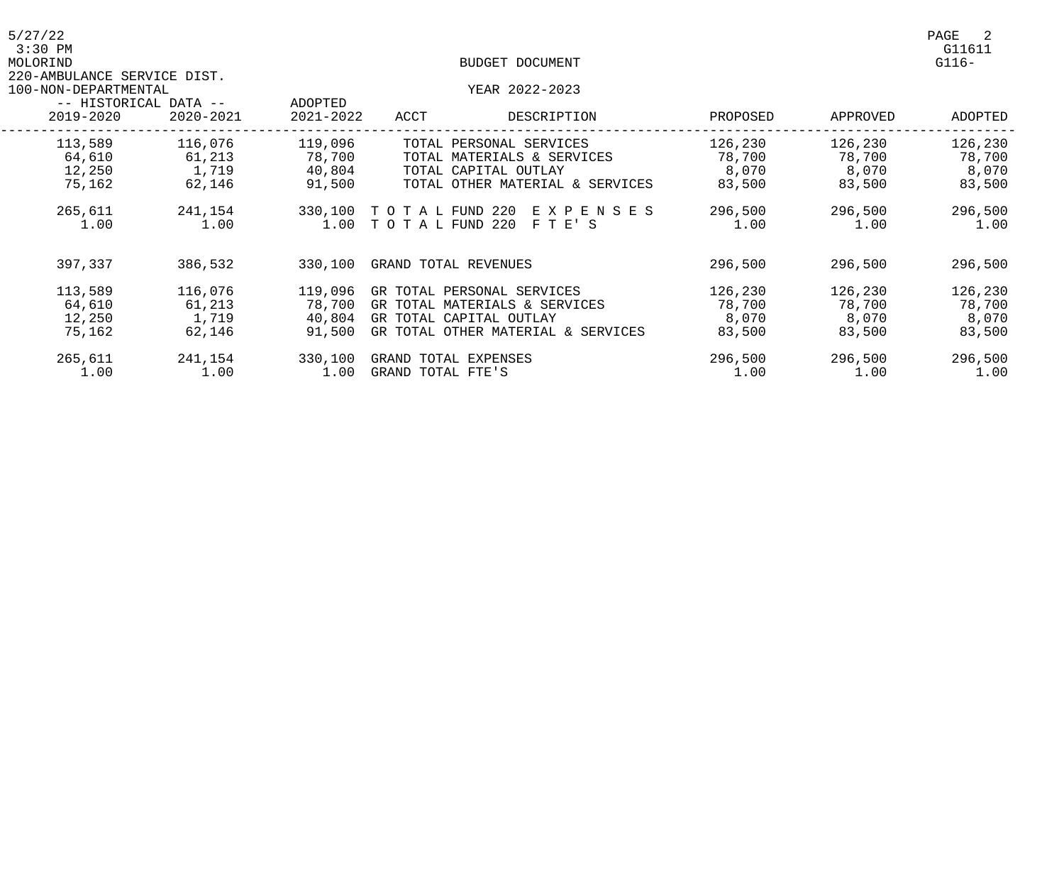BUDGET DOCUMENT

220-AMBULANCE SERVICE DIST.

100-NON-DEPARTMENTAL

YEAR 2022-2023

| -- HISTORICAL DATA -- 2019-2020 | 2020-2021 | ADOPTED 2021-2022 | ACCT | DESCRIPTION | PROPOSED | APPROVED | ADOPTED |
|---|---|---|---|---|---|---|---|
| 113,589 | 116,076 | 119,096 | | TOTAL PERSONAL SERVICES | 126,230 | 126,230 | 126,230 |
| 64,610 | 61,213 | 78,700 | | TOTAL MATERIALS & SERVICES | 78,700 | 78,700 | 78,700 |
| 12,250 | 1,719 | 40,804 | | TOTAL CAPITAL OUTLAY | 8,070 | 8,070 | 8,070 |
| 75,162 | 62,146 | 91,500 | | TOTAL OTHER MATERIAL & SERVICES | 83,500 | 83,500 | 83,500 |
| 265,611 | 241,154 | 330,100 | | T O T A L FUND 220 E X P E N S E S | 296,500 | 296,500 | 296,500 |
| 1.00 | 1.00 | 1.00 | | T O T A L FUND 220 F T E' S | 1.00 | 1.00 | 1.00 |
| 397,337 | 386,532 | 330,100 | | GRAND TOTAL REVENUES | 296,500 | 296,500 | 296,500 |
| 113,589 | 116,076 | 119,096 | | GR TOTAL PERSONAL SERVICES | 126,230 | 126,230 | 126,230 |
| 64,610 | 61,213 | 78,700 | | GR TOTAL MATERIALS & SERVICES | 78,700 | 78,700 | 78,700 |
| 12,250 | 1,719 | 40,804 | | GR TOTAL CAPITAL OUTLAY | 8,070 | 8,070 | 8,070 |
| 75,162 | 62,146 | 91,500 | | GR TOTAL OTHER MATERIAL & SERVICES | 83,500 | 83,500 | 83,500 |
| 265,611 | 241,154 | 330,100 | | GRAND TOTAL EXPENSES | 296,500 | 296,500 | 296,500 |
| 1.00 | 1.00 | 1.00 | | GRAND TOTAL FTE'S | 1.00 | 1.00 | 1.00 |